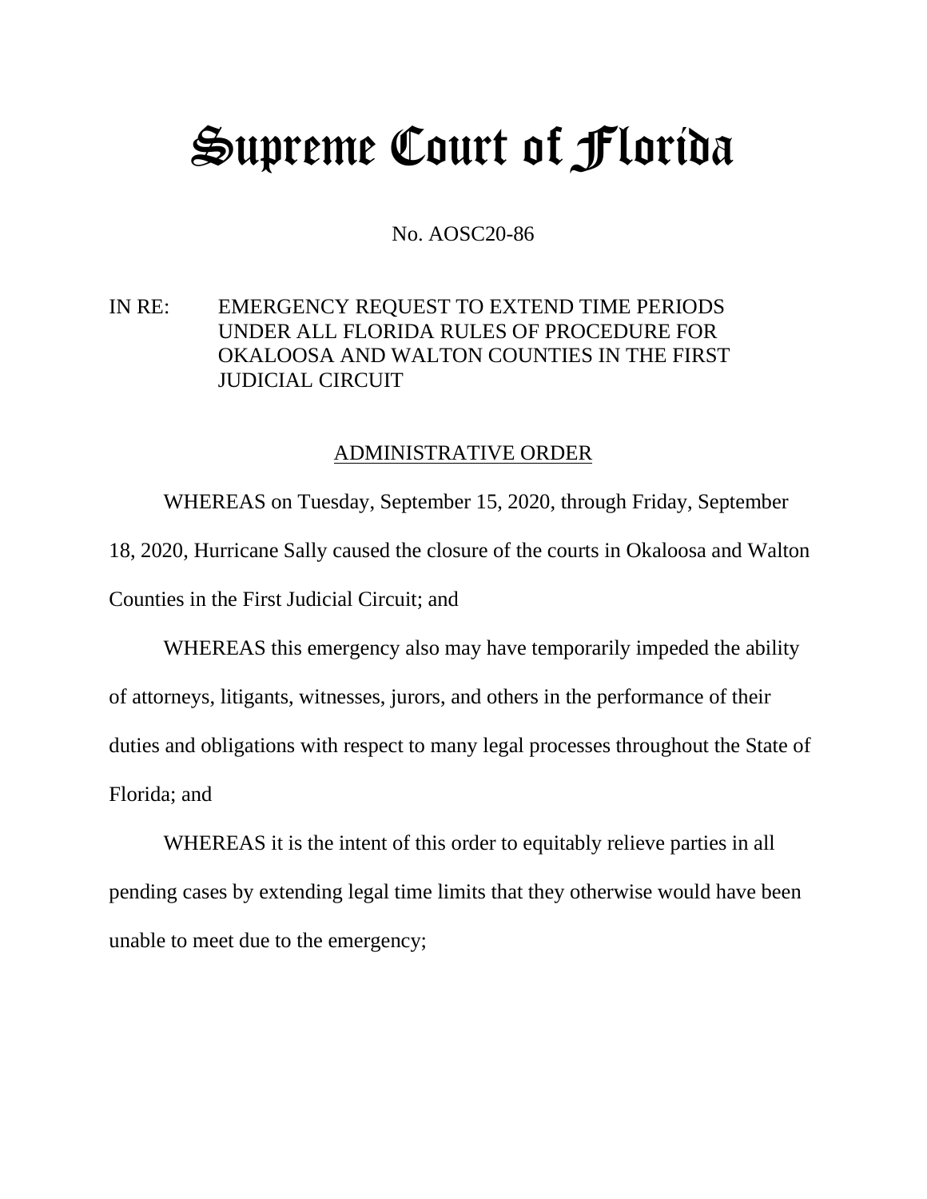# Supreme Court of Florida

No. AOSC20-86

IN RE: EMERGENCY REQUEST TO EXTEND TIME PERIODS UNDER ALL FLORIDA RULES OF PROCEDURE FOR OKALOOSA AND WALTON COUNTIES IN THE FIRST JUDICIAL CIRCUIT

## ADMINISTRATIVE ORDER

WHEREAS on Tuesday, September 15, 2020, through Friday, September 18, 2020, Hurricane Sally caused the closure of the courts in Okaloosa and Walton Counties in the First Judicial Circuit; and

WHEREAS this emergency also may have temporarily impeded the ability of attorneys, litigants, witnesses, jurors, and others in the performance of their duties and obligations with respect to many legal processes throughout the State of Florida; and

WHEREAS it is the intent of this order to equitably relieve parties in all pending cases by extending legal time limits that they otherwise would have been unable to meet due to the emergency;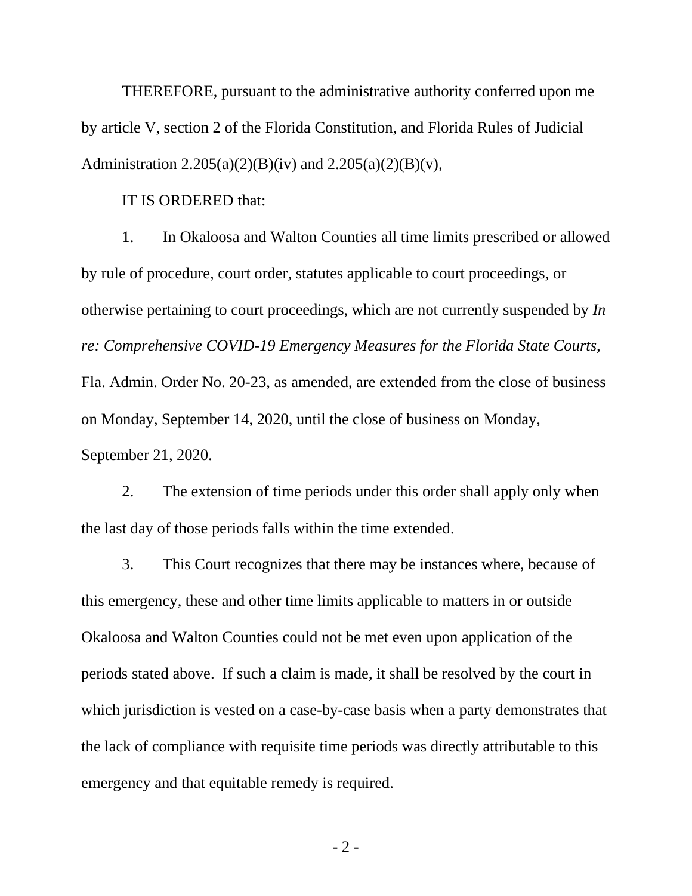THEREFORE, pursuant to the administrative authority conferred upon me by article V, section 2 of the Florida Constitution, and Florida Rules of Judicial Administration 2.205(a)(2)(B)(iv) and 2.205(a)(2)(B)(v),

IT IS ORDERED that:

1. In Okaloosa and Walton Counties all time limits prescribed or allowed by rule of procedure, court order, statutes applicable to court proceedings, or otherwise pertaining to court proceedings, which are not currently suspended by *In re: Comprehensive COVID-19 Emergency Measures for the Florida State Courts*, Fla. Admin. Order No. 20-23, as amended, are extended from the close of business on Monday, September 14, 2020, until the close of business on Monday, September 21, 2020.

2. The extension of time periods under this order shall apply only when the last day of those periods falls within the time extended.

3. This Court recognizes that there may be instances where, because of this emergency, these and other time limits applicable to matters in or outside Okaloosa and Walton Counties could not be met even upon application of the periods stated above. If such a claim is made, it shall be resolved by the court in which jurisdiction is vested on a case-by-case basis when a party demonstrates that the lack of compliance with requisite time periods was directly attributable to this emergency and that equitable remedy is required.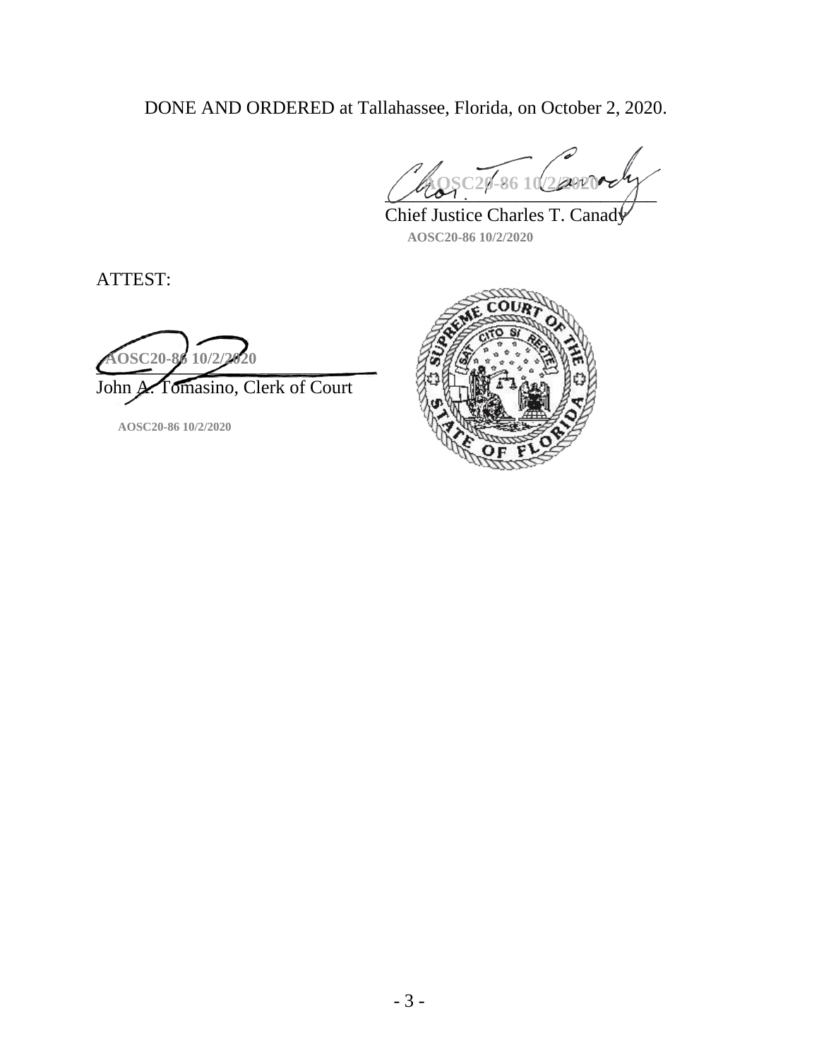DONE AND ORDERED at Tallahassee, Florida, on October 2, 2020.

AOSC20-86 10/2/2020

Chief Justice Charles T. Canady

AOSC20-86 10/2/2020

ATTEST:

AOSC20-86 10/2/2020

John A. Tomasino, Clerk of Court

AOSC20-86 10/2/2020